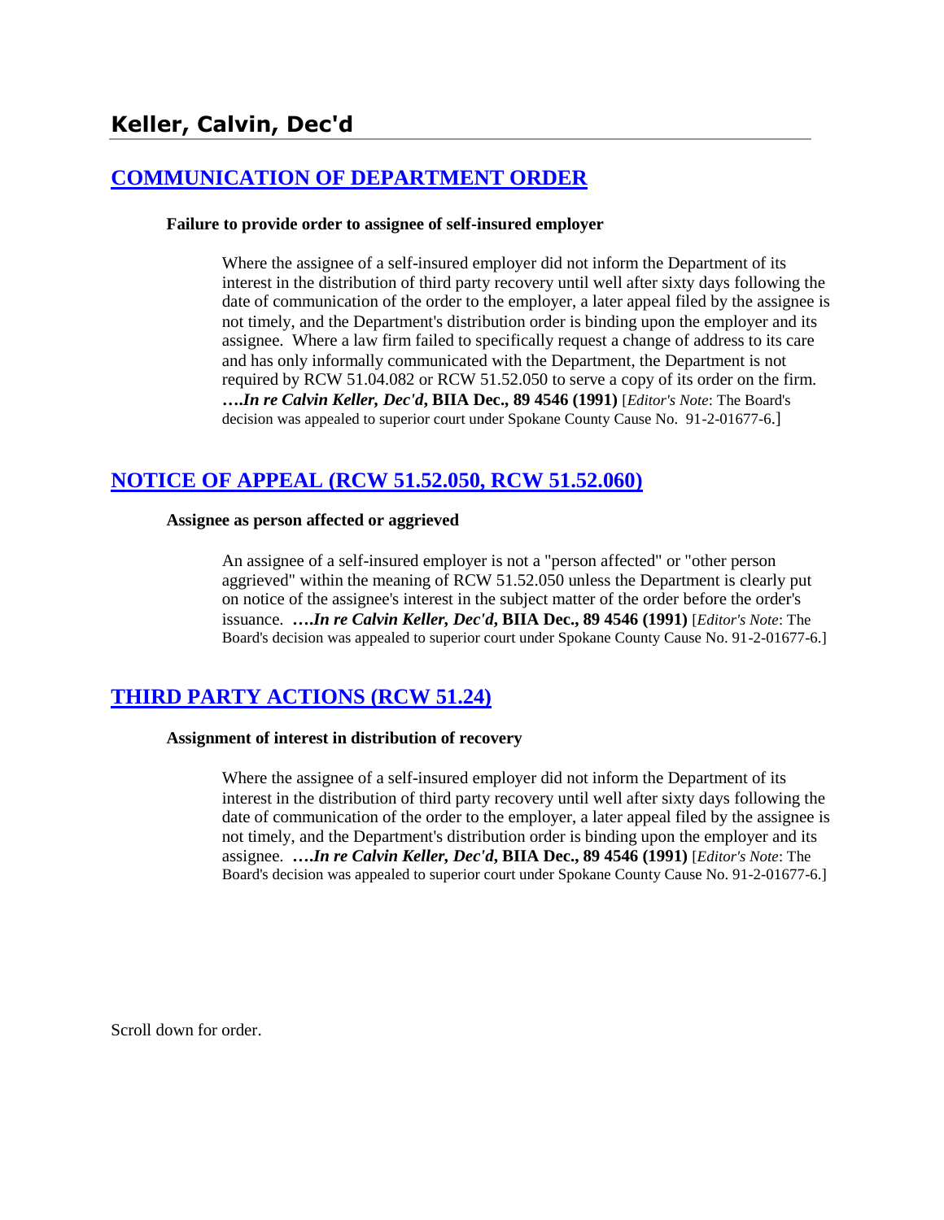# Keller, Calvin, Dec'd

## [COMMUNICATION OF DEPARTMENT ORDER]

**Failure to provide order to assignee of self-insured employer**

> Where the assignee of a self-insured employer did not inform the Department of its interest in the distribution of third party recovery until well after sixty days following the date of communication of the order to the employer, a later appeal filed by the assignee is not timely, and the Department's distribution order is binding upon the employer and its assignee. Where a law firm failed to specifically request a change of address to its care and has only informally communicated with the Department, the Department is not required by RCW 51.04.082 or RCW 51.52.050 to serve a copy of its order on the firm. ***….In re Calvin Keller, Dec'd*, BIIA Dec., 89 4546 (1991)** [*Editor's Note*: The Board's decision was appealed to superior court under Spokane County Cause No. 91-2-01677-6.]

## [NOTICE OF APPEAL (RCW 51.52.050, RCW 51.52.060)]

**Assignee as person affected or aggrieved**

> An assignee of a self-insured employer is not a "person affected" or "other person aggrieved" within the meaning of RCW 51.52.050 unless the Department is clearly put on notice of the assignee's interest in the subject matter of the order before the order's issuance. ***….In re Calvin Keller, Dec'd*, BIIA Dec., 89 4546 (1991)** [*Editor's Note*: The Board's decision was appealed to superior court under Spokane County Cause No. 91-2-01677-6.]

## [THIRD PARTY ACTIONS (RCW 51.24)]

**Assignment of interest in distribution of recovery**

> Where the assignee of a self-insured employer did not inform the Department of its interest in the distribution of third party recovery until well after sixty days following the date of communication of the order to the employer, a later appeal filed by the assignee is not timely, and the Department's distribution order is binding upon the employer and its assignee. ***….In re Calvin Keller, Dec'd*, BIIA Dec., 89 4546 (1991)** [*Editor's Note*: The Board's decision was appealed to superior court under Spokane County Cause No. 91-2-01677-6.]

Scroll down for order.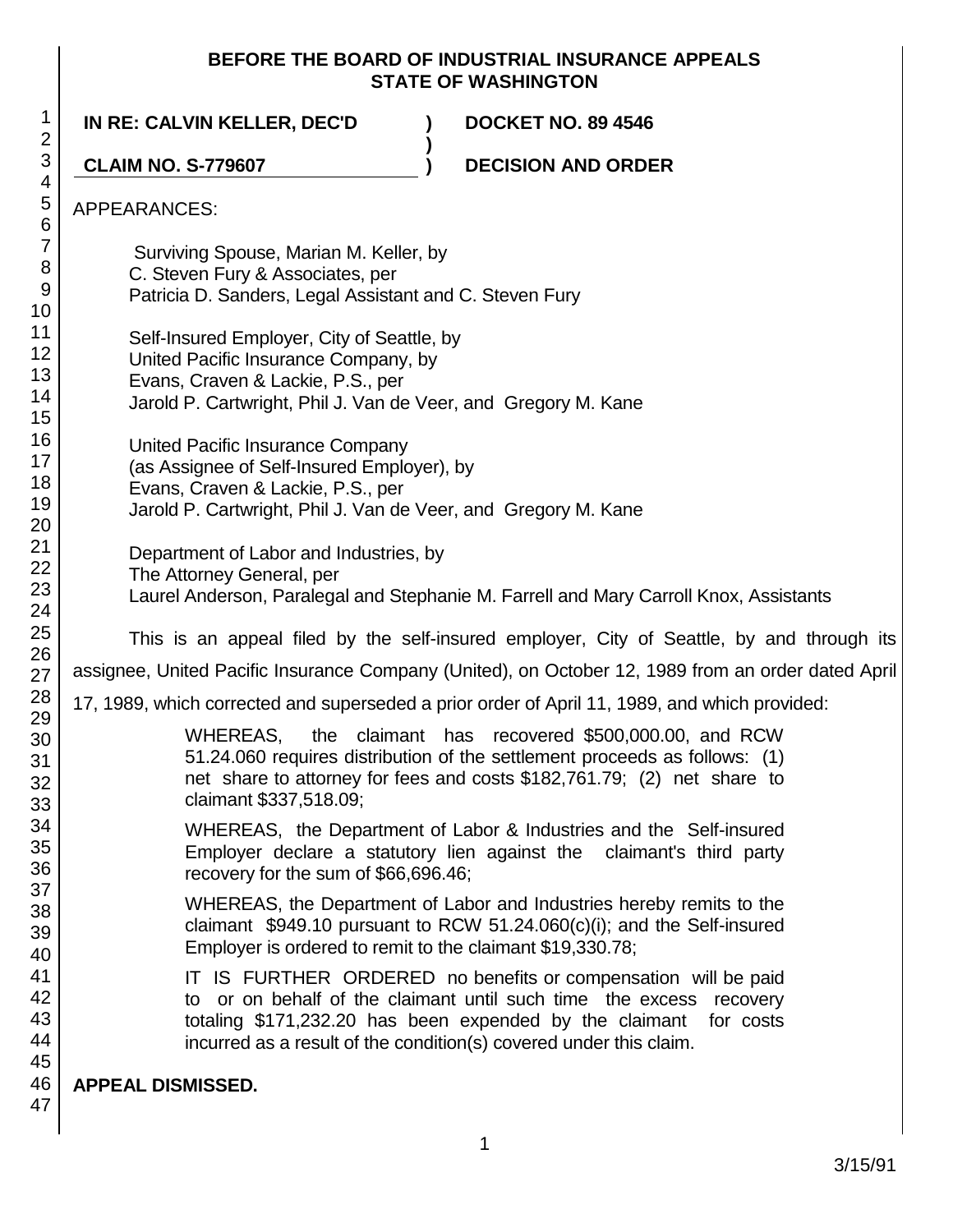# BEFORE THE BOARD OF INDUSTRIAL INSURANCE APPEALS STATE OF WASHINGTON

**IN RE: CALVIN KELLER, DEC'D ) DOCKET NO. 89 4546**

**CLAIM NO. S-779607 ) DECISION AND ORDER**

APPEARANCES:

Surviving Spouse, Marian M. Keller, by
C. Steven Fury & Associates, per
Patricia D. Sanders, Legal Assistant and C. Steven Fury

Self-Insured Employer, City of Seattle, by
United Pacific Insurance Company, by
Evans, Craven & Lackie, P.S., per
Jarold P. Cartwright, Phil J. Van de Veer, and Gregory M. Kane

United Pacific Insurance Company
(as Assignee of Self-Insured Employer), by
Evans, Craven & Lackie, P.S., per
Jarold P. Cartwright, Phil J. Van de Veer, and Gregory M. Kane

Department of Labor and Industries, by
The Attorney General, per
Laurel Anderson, Paralegal and Stephanie M. Farrell and Mary Carroll Knox, Assistants

This is an appeal filed by the self-insured employer, City of Seattle, by and through its assignee, United Pacific Insurance Company (United), on October 12, 1989 from an order dated April 17, 1989, which corrected and superseded a prior order of April 11, 1989, and which provided:

> WHEREAS, the claimant has recovered $500,000.00, and RCW 51.24.060 requires distribution of the settlement proceeds as follows: (1) net share to attorney for fees and costs $182,761.79; (2) net share to claimant $337,518.09;
>
> WHEREAS, the Department of Labor & Industries and the Self-insured Employer declare a statutory lien against the claimant's third party recovery for the sum of $66,696.46;
>
> WHEREAS, the Department of Labor and Industries hereby remits to the claimant $949.10 pursuant to RCW 51.24.060(c)(i); and the Self-insured Employer is ordered to remit to the claimant $19,330.78;
>
> IT IS FURTHER ORDERED no benefits or compensation will be paid to or on behalf of the claimant until such time the excess recovery totaling $171,232.20 has been expended by the claimant for costs incurred as a result of the condition(s) covered under this claim.

**APPEAL DISMISSED.**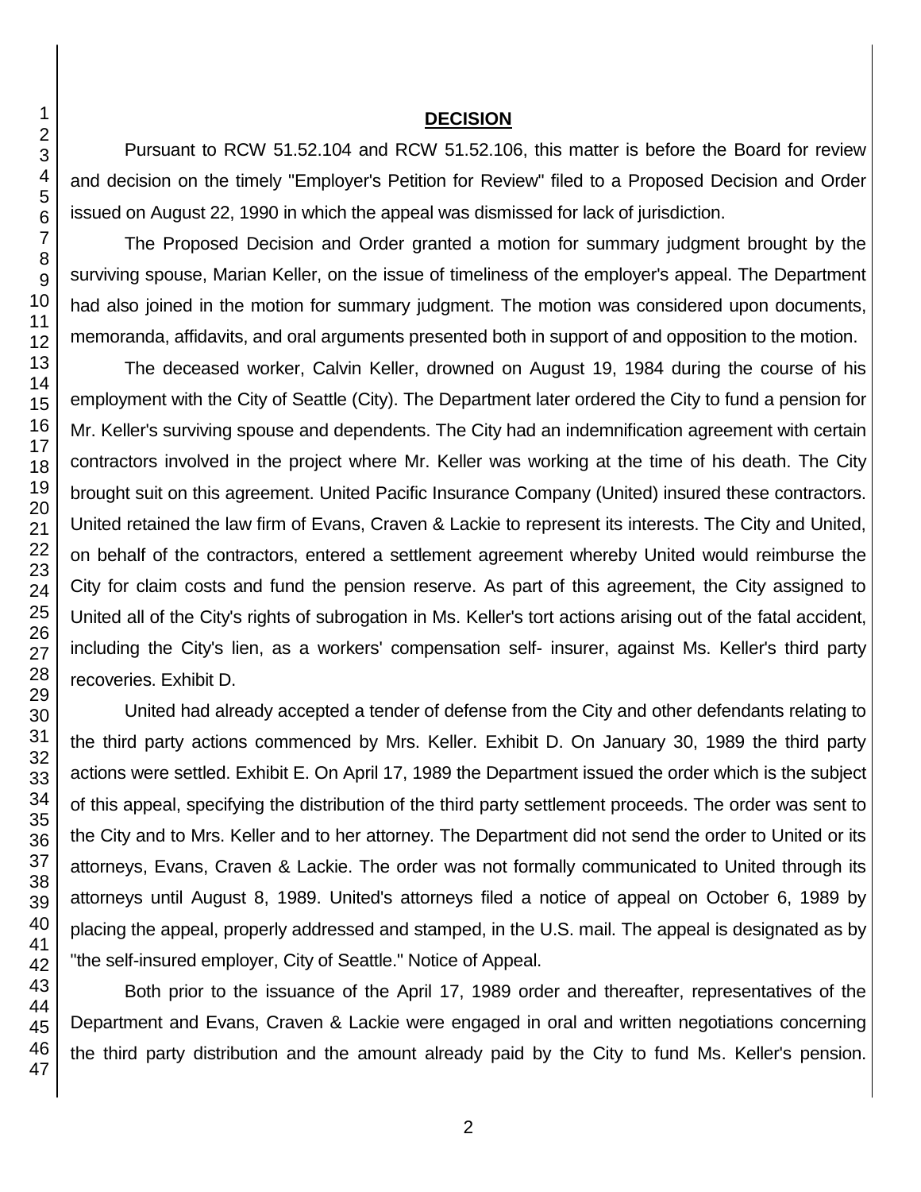## DECISION

Pursuant to RCW 51.52.104 and RCW 51.52.106, this matter is before the Board for review and decision on the timely "Employer's Petition for Review" filed to a Proposed Decision and Order issued on August 22, 1990 in which the appeal was dismissed for lack of jurisdiction.

The Proposed Decision and Order granted a motion for summary judgment brought by the surviving spouse, Marian Keller, on the issue of timeliness of the employer's appeal. The Department had also joined in the motion for summary judgment. The motion was considered upon documents, memoranda, affidavits, and oral arguments presented both in support of and opposition to the motion.

The deceased worker, Calvin Keller, drowned on August 19, 1984 during the course of his employment with the City of Seattle (City). The Department later ordered the City to fund a pension for Mr. Keller's surviving spouse and dependents. The City had an indemnification agreement with certain contractors involved in the project where Mr. Keller was working at the time of his death. The City brought suit on this agreement. United Pacific Insurance Company (United) insured these contractors. United retained the law firm of Evans, Craven & Lackie to represent its interests. The City and United, on behalf of the contractors, entered a settlement agreement whereby United would reimburse the City for claim costs and fund the pension reserve. As part of this agreement, the City assigned to United all of the City's rights of subrogation in Ms. Keller's tort actions arising out of the fatal accident, including the City's lien, as a workers' compensation self- insurer, against Ms. Keller's third party recoveries. Exhibit D.

United had already accepted a tender of defense from the City and other defendants relating to the third party actions commenced by Mrs. Keller. Exhibit D. On January 30, 1989 the third party actions were settled. Exhibit E. On April 17, 1989 the Department issued the order which is the subject of this appeal, specifying the distribution of the third party settlement proceeds. The order was sent to the City and to Mrs. Keller and to her attorney. The Department did not send the order to United or its attorneys, Evans, Craven & Lackie. The order was not formally communicated to United through its attorneys until August 8, 1989. United's attorneys filed a notice of appeal on October 6, 1989 by placing the appeal, properly addressed and stamped, in the U.S. mail. The appeal is designated as by "the self-insured employer, City of Seattle." Notice of Appeal.

Both prior to the issuance of the April 17, 1989 order and thereafter, representatives of the Department and Evans, Craven & Lackie were engaged in oral and written negotiations concerning the third party distribution and the amount already paid by the City to fund Ms. Keller's pension.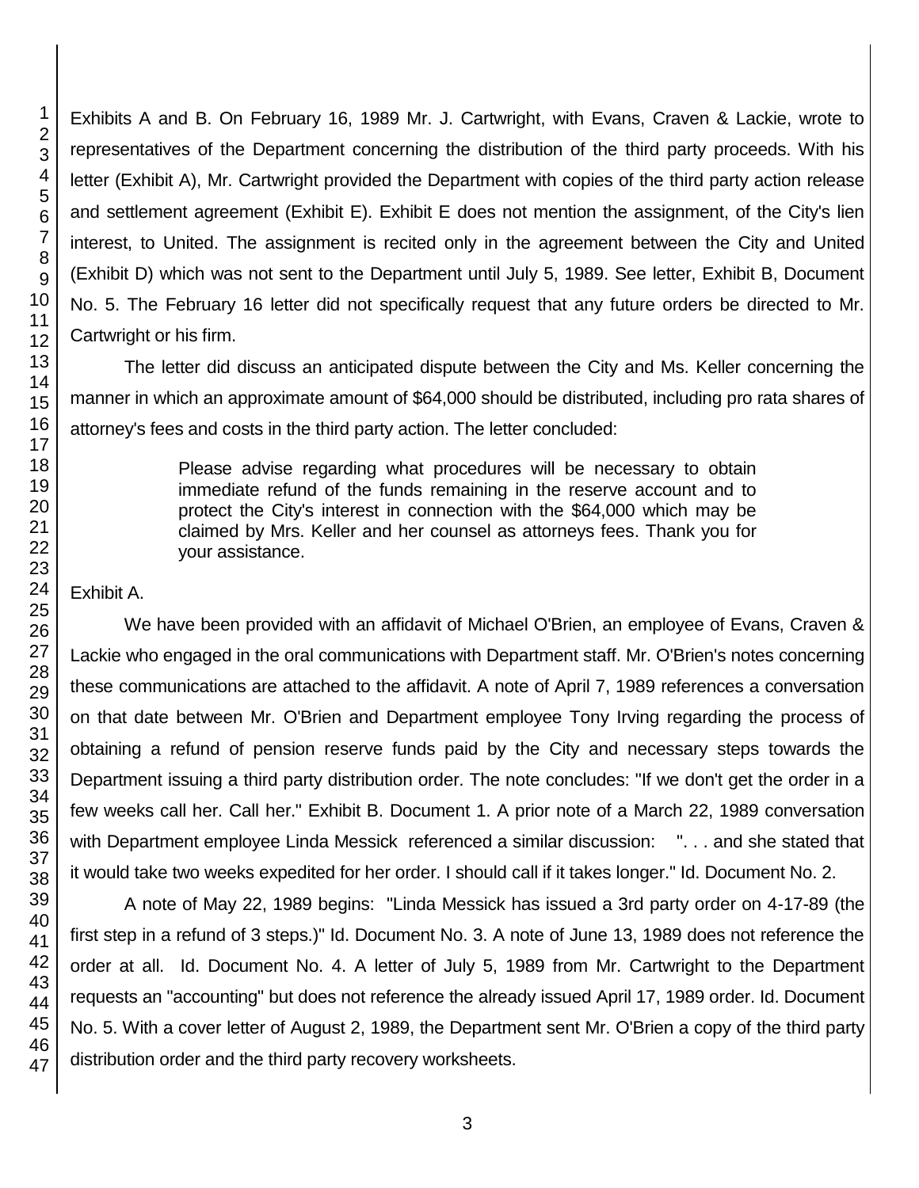Exhibits A and B. On February 16, 1989 Mr. J. Cartwright, with Evans, Craven & Lackie, wrote to representatives of the Department concerning the distribution of the third party proceeds. With his letter (Exhibit A), Mr. Cartwright provided the Department with copies of the third party action release and settlement agreement (Exhibit E). Exhibit E does not mention the assignment, of the City's lien interest, to United. The assignment is recited only in the agreement between the City and United (Exhibit D) which was not sent to the Department until July 5, 1989. See letter, Exhibit B, Document No. 5. The February 16 letter did not specifically request that any future orders be directed to Mr. Cartwright or his firm.

The letter did discuss an anticipated dispute between the City and Ms. Keller concerning the manner in which an approximate amount of $64,000 should be distributed, including pro rata shares of attorney's fees and costs in the third party action. The letter concluded:

> Please advise regarding what procedures will be necessary to obtain immediate refund of the funds remaining in the reserve account and to protect the City's interest in connection with the $64,000 which may be claimed by Mrs. Keller and her counsel as attorneys fees. Thank you for your assistance.

Exhibit A.

We have been provided with an affidavit of Michael O'Brien, an employee of Evans, Craven & Lackie who engaged in the oral communications with Department staff. Mr. O'Brien's notes concerning these communications are attached to the affidavit. A note of April 7, 1989 references a conversation on that date between Mr. O'Brien and Department employee Tony Irving regarding the process of obtaining a refund of pension reserve funds paid by the City and necessary steps towards the Department issuing a third party distribution order. The note concludes: "If we don't get the order in a few weeks call her. Call her." Exhibit B. Document 1. A prior note of a March 22, 1989 conversation with Department employee Linda Messick referenced a similar discussion: ". . . and she stated that it would take two weeks expedited for her order. I should call if it takes longer." Id. Document No. 2.

A note of May 22, 1989 begins: "Linda Messick has issued a 3rd party order on 4-17-89 (the first step in a refund of 3 steps.)" Id. Document No. 3. A note of June 13, 1989 does not reference the order at all. Id. Document No. 4. A letter of July 5, 1989 from Mr. Cartwright to the Department requests an "accounting" but does not reference the already issued April 17, 1989 order. Id. Document No. 5. With a cover letter of August 2, 1989, the Department sent Mr. O'Brien a copy of the third party distribution order and the third party recovery worksheets.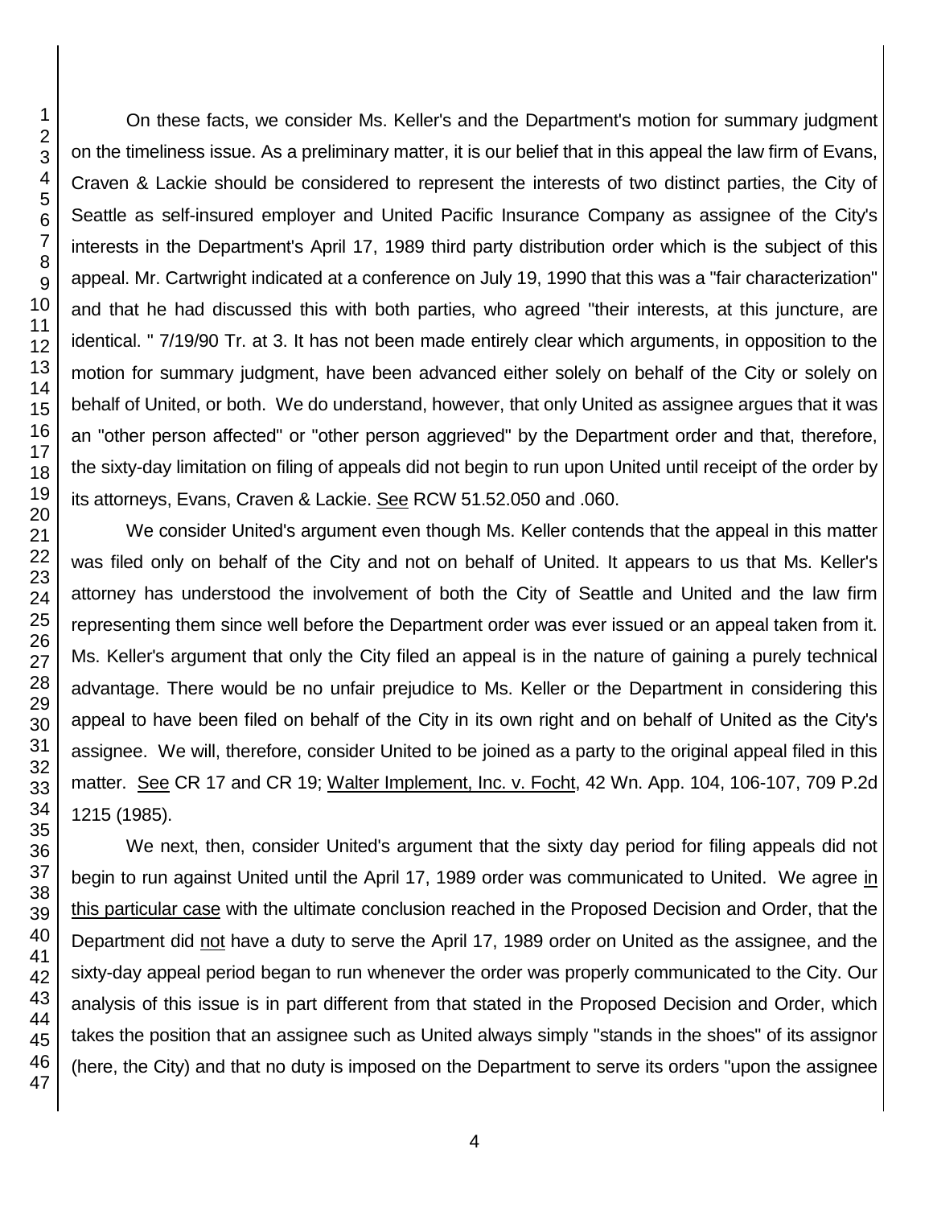On these facts, we consider Ms. Keller's and the Department's motion for summary judgment on the timeliness issue. As a preliminary matter, it is our belief that in this appeal the law firm of Evans, Craven & Lackie should be considered to represent the interests of two distinct parties, the City of Seattle as self-insured employer and United Pacific Insurance Company as assignee of the City's interests in the Department's April 17, 1989 third party distribution order which is the subject of this appeal. Mr. Cartwright indicated at a conference on July 19, 1990 that this was a "fair characterization" and that he had discussed this with both parties, who agreed "their interests, at this juncture, are identical. " 7/19/90 Tr. at 3. It has not been made entirely clear which arguments, in opposition to the motion for summary judgment, have been advanced either solely on behalf of the City or solely on behalf of United, or both. We do understand, however, that only United as assignee argues that it was an "other person affected" or "other person aggrieved" by the Department order and that, therefore, the sixty-day limitation on filing of appeals did not begin to run upon United until receipt of the order by its attorneys, Evans, Craven & Lackie. See RCW 51.52.050 and .060.

We consider United's argument even though Ms. Keller contends that the appeal in this matter was filed only on behalf of the City and not on behalf of United. It appears to us that Ms. Keller's attorney has understood the involvement of both the City of Seattle and United and the law firm representing them since well before the Department order was ever issued or an appeal taken from it. Ms. Keller's argument that only the City filed an appeal is in the nature of gaining a purely technical advantage. There would be no unfair prejudice to Ms. Keller or the Department in considering this appeal to have been filed on behalf of the City in its own right and on behalf of United as the City's assignee. We will, therefore, consider United to be joined as a party to the original appeal filed in this matter. See CR 17 and CR 19; Walter Implement, Inc. v. Focht, 42 Wn. App. 104, 106-107, 709 P.2d 1215 (1985).

We next, then, consider United's argument that the sixty day period for filing appeals did not begin to run against United until the April 17, 1989 order was communicated to United. We agree in this particular case with the ultimate conclusion reached in the Proposed Decision and Order, that the Department did not have a duty to serve the April 17, 1989 order on United as the assignee, and the sixty-day appeal period began to run whenever the order was properly communicated to the City. Our analysis of this issue is in part different from that stated in the Proposed Decision and Order, which takes the position that an assignee such as United always simply "stands in the shoes" of its assignor (here, the City) and that no duty is imposed on the Department to serve its orders "upon the assignee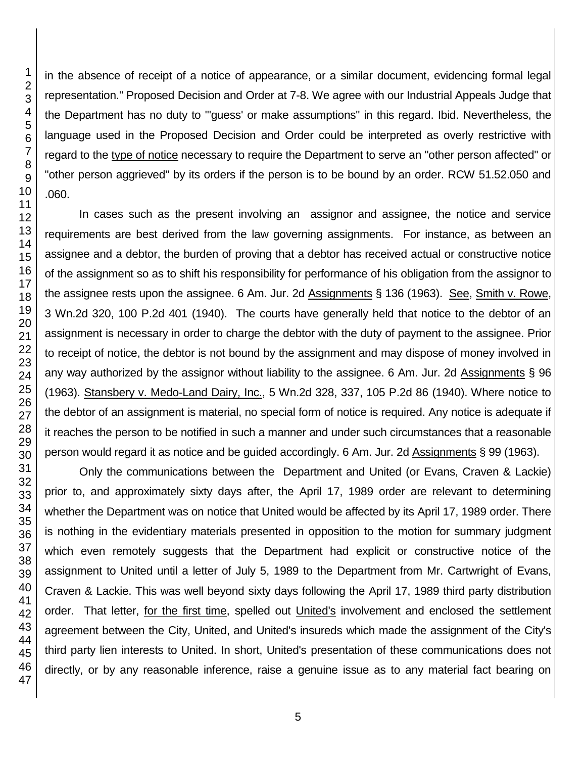in the absence of receipt of a notice of appearance, or a similar document, evidencing formal legal representation." Proposed Decision and Order at 7-8. We agree with our Industrial Appeals Judge that the Department has no duty to "'guess' or make assumptions" in this regard. Ibid. Nevertheless, the language used in the Proposed Decision and Order could be interpreted as overly restrictive with regard to the type of notice necessary to require the Department to serve an "other person affected" or "other person aggrieved" by its orders if the person is to be bound by an order. RCW 51.52.050 and .060.

In cases such as the present involving an assignor and assignee, the notice and service requirements are best derived from the law governing assignments. For instance, as between an assignee and a debtor, the burden of proving that a debtor has received actual or constructive notice of the assignment so as to shift his responsibility for performance of his obligation from the assignor to the assignee rests upon the assignee. 6 Am. Jur. 2d Assignments § 136 (1963). See, Smith v. Rowe, 3 Wn.2d 320, 100 P.2d 401 (1940). The courts have generally held that notice to the debtor of an assignment is necessary in order to charge the debtor with the duty of payment to the assignee. Prior to receipt of notice, the debtor is not bound by the assignment and may dispose of money involved in any way authorized by the assignor without liability to the assignee. 6 Am. Jur. 2d Assignments § 96 (1963). Stansbery v. Medo-Land Dairy, Inc., 5 Wn.2d 328, 337, 105 P.2d 86 (1940). Where notice to the debtor of an assignment is material, no special form of notice is required. Any notice is adequate if it reaches the person to be notified in such a manner and under such circumstances that a reasonable person would regard it as notice and be guided accordingly. 6 Am. Jur. 2d Assignments § 99 (1963).

Only the communications between the Department and United (or Evans, Craven & Lackie) prior to, and approximately sixty days after, the April 17, 1989 order are relevant to determining whether the Department was on notice that United would be affected by its April 17, 1989 order. There is nothing in the evidentiary materials presented in opposition to the motion for summary judgment which even remotely suggests that the Department had explicit or constructive notice of the assignment to United until a letter of July 5, 1989 to the Department from Mr. Cartwright of Evans, Craven & Lackie. This was well beyond sixty days following the April 17, 1989 third party distribution order. That letter, for the first time, spelled out United's involvement and enclosed the settlement agreement between the City, United, and United's insureds which made the assignment of the City's third party lien interests to United. In short, United's presentation of these communications does not directly, or by any reasonable inference, raise a genuine issue as to any material fact bearing on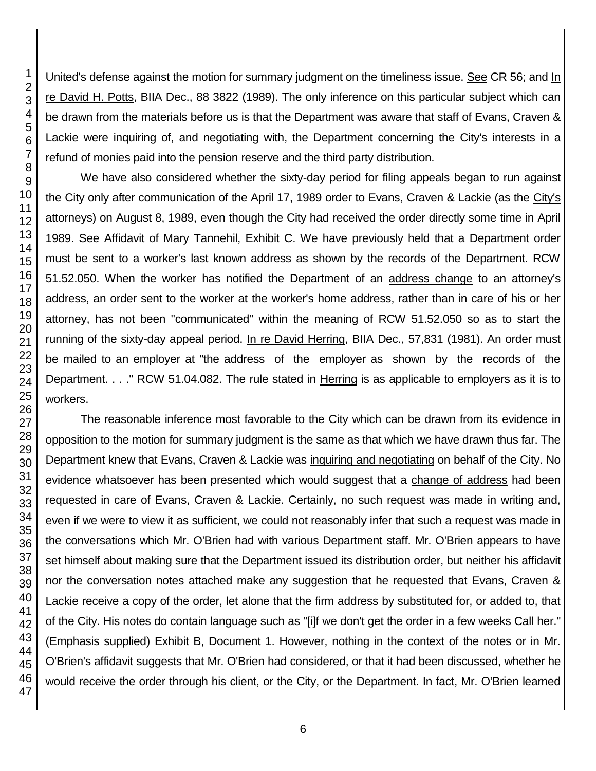United's defense against the motion for summary judgment on the timeliness issue. See CR 56; and In re David H. Potts, BIIA Dec., 88 3822 (1989). The only inference on this particular subject which can be drawn from the materials before us is that the Department was aware that staff of Evans, Craven & Lackie were inquiring of, and negotiating with, the Department concerning the City's interests in a refund of monies paid into the pension reserve and the third party distribution.

We have also considered whether the sixty-day period for filing appeals began to run against the City only after communication of the April 17, 1989 order to Evans, Craven & Lackie (as the City's attorneys) on August 8, 1989, even though the City had received the order directly some time in April 1989. See Affidavit of Mary Tannehil, Exhibit C. We have previously held that a Department order must be sent to a worker's last known address as shown by the records of the Department. RCW 51.52.050. When the worker has notified the Department of an address change to an attorney's address, an order sent to the worker at the worker's home address, rather than in care of his or her attorney, has not been "communicated" within the meaning of RCW 51.52.050 so as to start the running of the sixty-day appeal period. In re David Herring, BIIA Dec., 57,831 (1981). An order must be mailed to an employer at "the address of the employer as shown by the records of the Department. . . ." RCW 51.04.082. The rule stated in Herring is as applicable to employers as it is to workers.

The reasonable inference most favorable to the City which can be drawn from its evidence in opposition to the motion for summary judgment is the same as that which we have drawn thus far. The Department knew that Evans, Craven & Lackie was inquiring and negotiating on behalf of the City. No evidence whatsoever has been presented which would suggest that a change of address had been requested in care of Evans, Craven & Lackie. Certainly, no such request was made in writing and, even if we were to view it as sufficient, we could not reasonably infer that such a request was made in the conversations which Mr. O'Brien had with various Department staff. Mr. O'Brien appears to have set himself about making sure that the Department issued its distribution order, but neither his affidavit nor the conversation notes attached make any suggestion that he requested that Evans, Craven & Lackie receive a copy of the order, let alone that the firm address by substituted for, or added to, that of the City. His notes do contain language such as "[i]f we don't get the order in a few weeks Call her." (Emphasis supplied) Exhibit B, Document 1. However, nothing in the context of the notes or in Mr. O'Brien's affidavit suggests that Mr. O'Brien had considered, or that it had been discussed, whether he would receive the order through his client, or the City, or the Department. In fact, Mr. O'Brien learned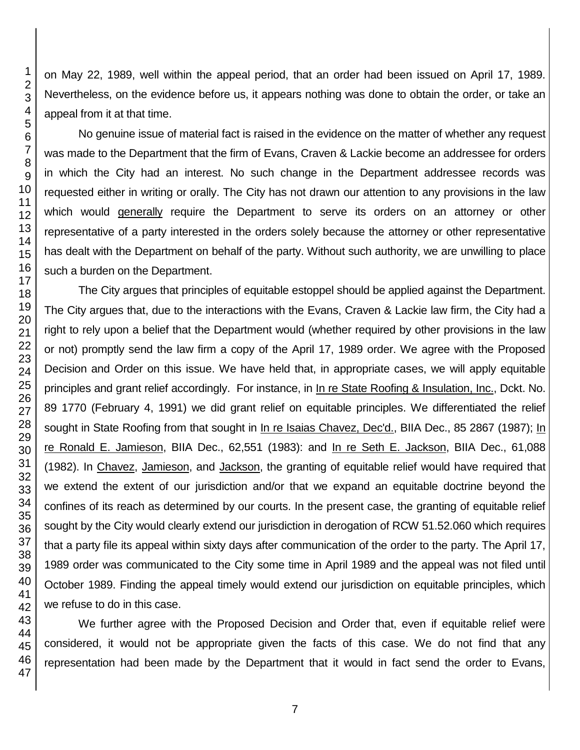on May 22, 1989, well within the appeal period, that an order had been issued on April 17, 1989. Nevertheless, on the evidence before us, it appears nothing was done to obtain the order, or take an appeal from it at that time.

No genuine issue of material fact is raised in the evidence on the matter of whether any request was made to the Department that the firm of Evans, Craven & Lackie become an addressee for orders in which the City had an interest. No such change in the Department addressee records was requested either in writing or orally. The City has not drawn our attention to any provisions in the law which would generally require the Department to serve its orders on an attorney or other representative of a party interested in the orders solely because the attorney or other representative has dealt with the Department on behalf of the party. Without such authority, we are unwilling to place such a burden on the Department.

The City argues that principles of equitable estoppel should be applied against the Department. The City argues that, due to the interactions with the Evans, Craven & Lackie law firm, the City had a right to rely upon a belief that the Department would (whether required by other provisions in the law or not) promptly send the law firm a copy of the April 17, 1989 order. We agree with the Proposed Decision and Order on this issue. We have held that, in appropriate cases, we will apply equitable principles and grant relief accordingly. For instance, in In re State Roofing & Insulation, Inc., Dckt. No. 89 1770 (February 4, 1991) we did grant relief on equitable principles. We differentiated the relief sought in State Roofing from that sought in In re Isaias Chavez, Dec'd., BIIA Dec., 85 2867 (1987); In re Ronald E. Jamieson, BIIA Dec., 62,551 (1983): and In re Seth E. Jackson, BIIA Dec., 61,088 (1982). In Chavez, Jamieson, and Jackson, the granting of equitable relief would have required that we extend the extent of our jurisdiction and/or that we expand an equitable doctrine beyond the confines of its reach as determined by our courts. In the present case, the granting of equitable relief sought by the City would clearly extend our jurisdiction in derogation of RCW 51.52.060 which requires that a party file its appeal within sixty days after communication of the order to the party. The April 17, 1989 order was communicated to the City some time in April 1989 and the appeal was not filed until October 1989. Finding the appeal timely would extend our jurisdiction on equitable principles, which we refuse to do in this case.

We further agree with the Proposed Decision and Order that, even if equitable relief were considered, it would not be appropriate given the facts of this case. We do not find that any representation had been made by the Department that it would in fact send the order to Evans,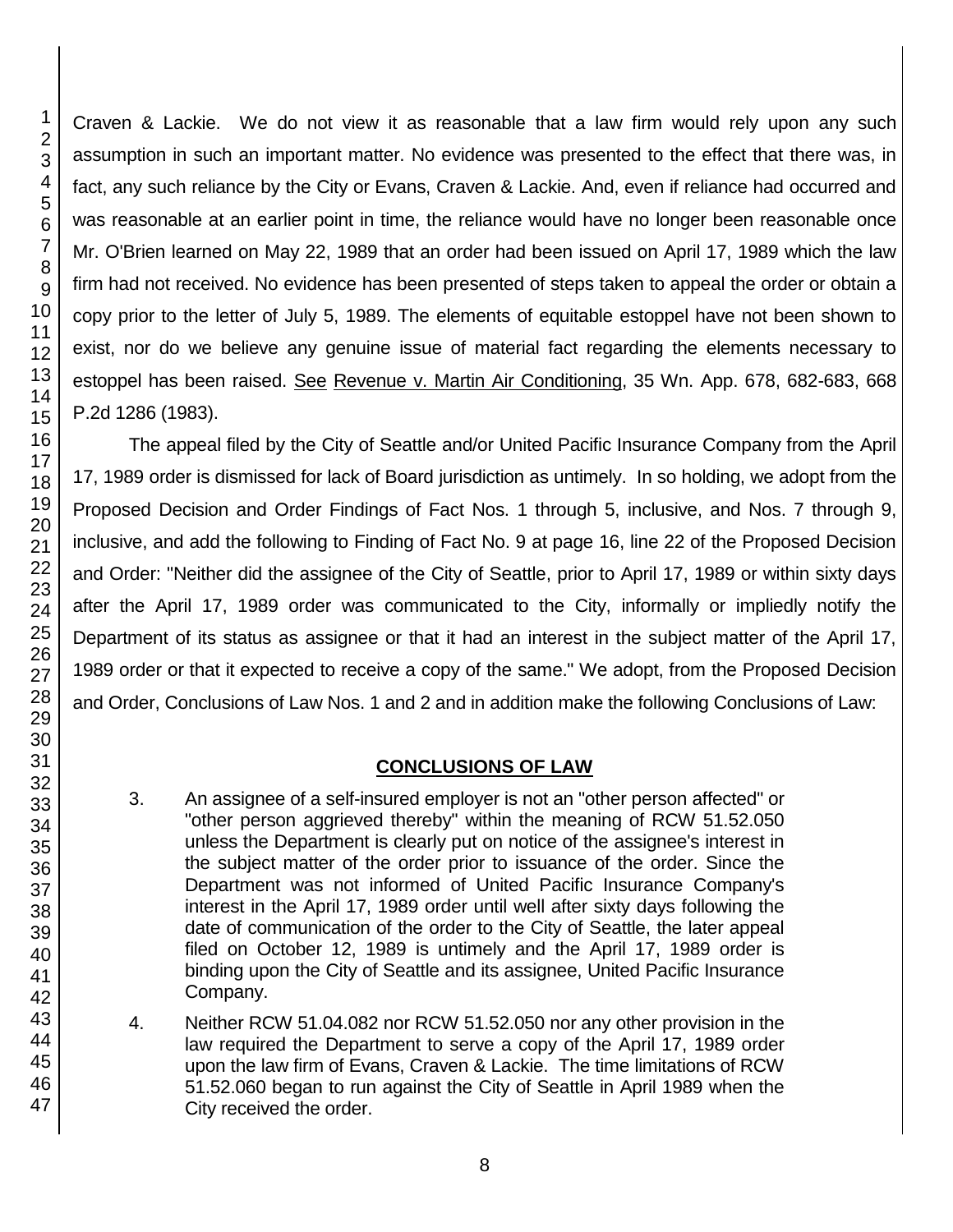Craven & Lackie. We do not view it as reasonable that a law firm would rely upon any such assumption in such an important matter. No evidence was presented to the effect that there was, in fact, any such reliance by the City or Evans, Craven & Lackie. And, even if reliance had occurred and was reasonable at an earlier point in time, the reliance would have no longer been reasonable once Mr. O'Brien learned on May 22, 1989 that an order had been issued on April 17, 1989 which the law firm had not received. No evidence has been presented of steps taken to appeal the order or obtain a copy prior to the letter of July 5, 1989. The elements of equitable estoppel have not been shown to exist, nor do we believe any genuine issue of material fact regarding the elements necessary to estoppel has been raised. See Revenue v. Martin Air Conditioning, 35 Wn. App. 678, 682-683, 668 P.2d 1286 (1983).

The appeal filed by the City of Seattle and/or United Pacific Insurance Company from the April 17, 1989 order is dismissed for lack of Board jurisdiction as untimely. In so holding, we adopt from the Proposed Decision and Order Findings of Fact Nos. 1 through 5, inclusive, and Nos. 7 through 9, inclusive, and add the following to Finding of Fact No. 9 at page 16, line 22 of the Proposed Decision and Order: "Neither did the assignee of the City of Seattle, prior to April 17, 1989 or within sixty days after the April 17, 1989 order was communicated to the City, informally or impliedly notify the Department of its status as assignee or that it had an interest in the subject matter of the April 17, 1989 order or that it expected to receive a copy of the same." We adopt, from the Proposed Decision and Order, Conclusions of Law Nos. 1 and 2 and in addition make the following Conclusions of Law:

## CONCLUSIONS OF LAW

3. An assignee of a self-insured employer is not an "other person affected" or "other person aggrieved thereby" within the meaning of RCW 51.52.050 unless the Department is clearly put on notice of the assignee's interest in the subject matter of the order prior to issuance of the order. Since the Department was not informed of United Pacific Insurance Company's interest in the April 17, 1989 order until well after sixty days following the date of communication of the order to the City of Seattle, the later appeal filed on October 12, 1989 is untimely and the April 17, 1989 order is binding upon the City of Seattle and its assignee, United Pacific Insurance Company.

4. Neither RCW 51.04.082 nor RCW 51.52.050 nor any other provision in the law required the Department to serve a copy of the April 17, 1989 order upon the law firm of Evans, Craven & Lackie. The time limitations of RCW 51.52.060 began to run against the City of Seattle in April 1989 when the City received the order.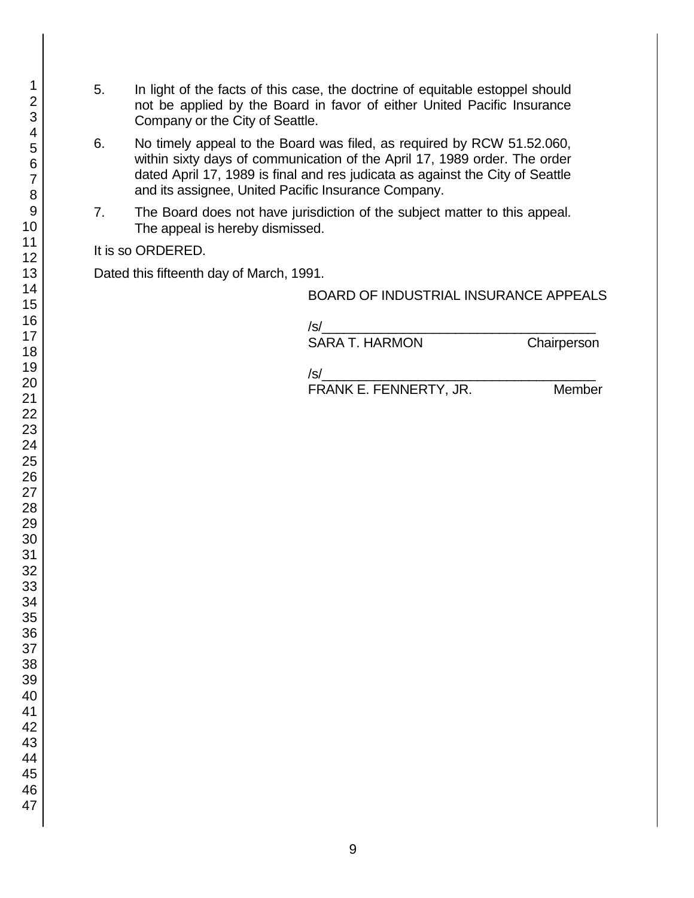5. In light of the facts of this case, the doctrine of equitable estoppel should not be applied by the Board in favor of either United Pacific Insurance Company or the City of Seattle.

6. No timely appeal to the Board was filed, as required by RCW 51.52.060, within sixty days of communication of the April 17, 1989 order. The order dated April 17, 1989 is final and res judicata as against the City of Seattle and its assignee, United Pacific Insurance Company.

7. The Board does not have jurisdiction of the subject matter to this appeal. The appeal is hereby dismissed.

It is so ORDERED.

Dated this fifteenth day of March, 1991.

BOARD OF INDUSTRIAL INSURANCE APPEALS

/s/____________________________________
SARA T. HARMON Chairperson

/s/____________________________________
FRANK E. FENNERTY, JR. Member